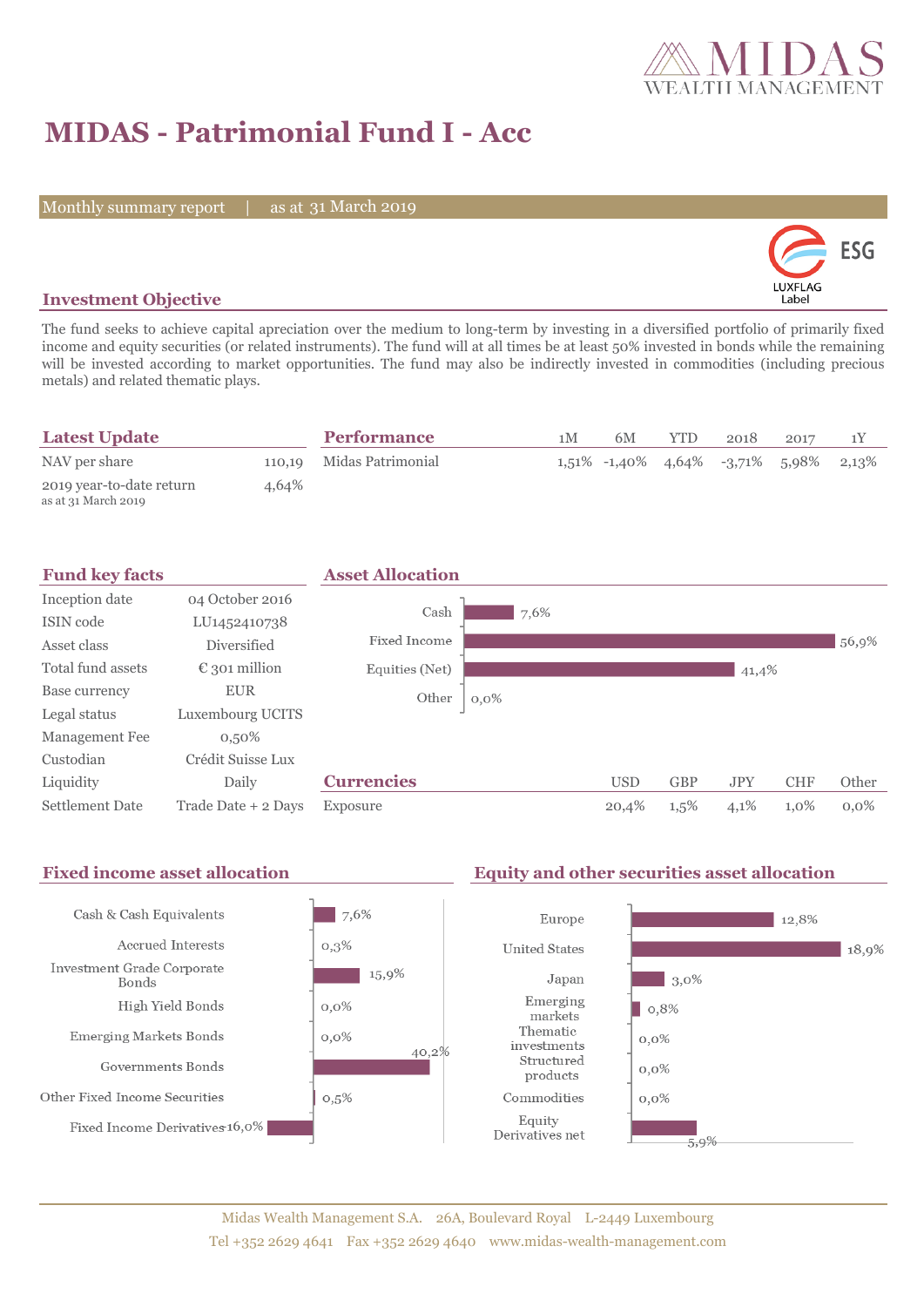# MIDAS - Patrimonial Fund I - Acc

Monthly summary report | as at 31 March 2019

ESG LUXFLAG Label

## Investment Objective

The fund seeks to achieve capital apreciation over the medium to long-term by investing in a diversified portfolio of primarily fixed income and equity securities (or related instruments). The fund will at all times be at least 50% invested in bonds while the remaining will be invested according to market opportunities. The fund may also be indirectly invested in commodities (including precious metals) and related thematic plays.

## Latest Update

| | |
|---|---|
| NAV per share | 110,19 |
| 2019 year-to-date return (as at 31 March 2019) | 4,64% |

## Performance

| | 1M | 6M | YTD | 2018 | 2017 | 1Y |
|---|---|---|---|---|---|---|
| Midas Patrimonial | 1,51% | -1,40% | 4,64% | -3,71% | 5,98% | 2,13% |

## Fund key facts

| | |
|---|---|
| Inception date | 04 October 2016 |
| ISIN code | LU1452410738 |
| Asset class | Diversified |
| Total fund assets | € 301 million |
| Base currency | EUR |
| Legal status | Luxembourg UCITS |
| Management Fee | 0,50% |
| Custodian | Crédit Suisse Lux |
| Liquidity | Daily |
| Settlement Date | Trade Date + 2 Days |

## Asset Allocation

| | |
|---|---|
| Cash | 7,6% |
| Fixed Income | 56,9% |
| Equities (Net) | 41,4% |
| Other | 0,0% |

## Currencies

| | USD | GBP | JPY | CHF | Other |
|---|---|---|---|---|---|
| Exposure | 20,4% | 1,5% | 4,1% | 1,0% | 0,0% |

## Fixed income asset allocation

| | |
|---|---|
| Cash & Cash Equivalents | 7,6% |
| Accrued Interests | 0,3% |
| Investment Grade Corporate Bonds | 15,9% |
| High Yield Bonds | 0,0% |
| Emerging Markets Bonds | 0,0% |
| Governments Bonds | 40,2% |
| Other Fixed Income Securities | 0,5% |
| Fixed Income Derivatives | -16,0% |

## Equity and other securities asset allocation

| | |
|---|---|
| Europe | 12,8% |
| United States | 18,9% |
| Japan | 3,0% |
| Emerging markets | 0,8% |
| Thematic investments | 0,0% |
| Structured products | 0,0% |
| Commodities | 0,0% |
| Equity Derivatives net | 5,9% |

Midas Wealth Management S.A. 26A, Boulevard Royal L-2449 Luxembourg
Tel +352 2629 4641 Fax +352 2629 4640 www.midas-wealth-management.com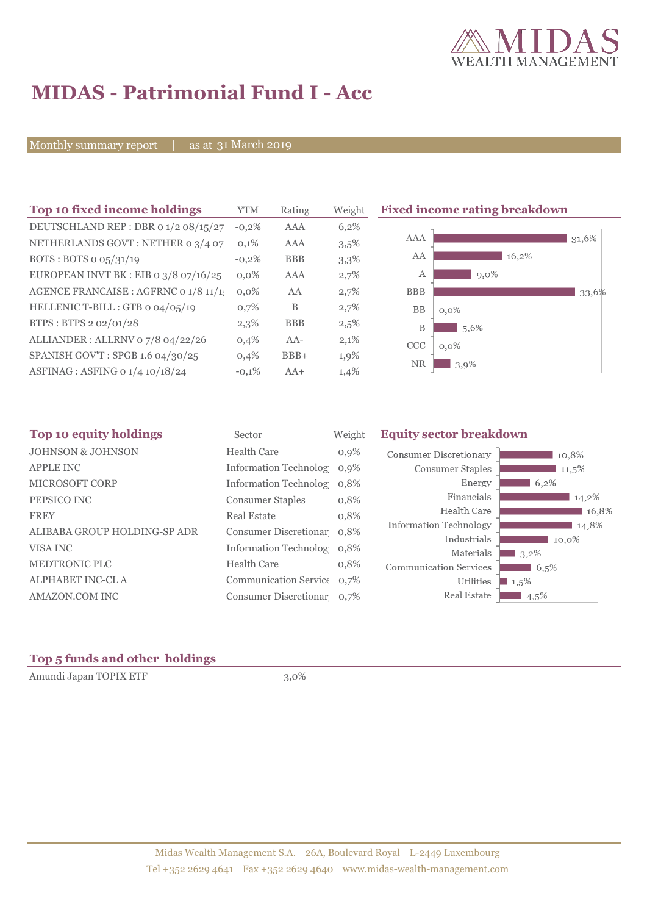# MIDAS - Patrimonial Fund I - Acc

Monthly summary report | as at 31 March 2019

## Top 10 fixed income holdings

| Top 10 fixed income holdings | YTM | Rating | Weight |
|---|---|---|---|
| DEUTSCHLAND REP : DBR 0 1/2 08/15/27 | -0,2% | AAA | 6,2% |
| NETHERLANDS GOVT : NETHER 0 3/4 07 | 0,1% | AAA | 3,5% |
| BOTS : BOTS 0 05/31/19 | -0,2% | BBB | 3,3% |
| EUROPEAN INVT BK : EIB 0 3/8 07/16/25 | 0,0% | AAA | 2,7% |
| AGENCE FRANCAISE : AGFRNC 0 1/8 11/1 | 0,0% | AA | 2,7% |
| HELLENIC T-BILL : GTB 0 04/05/19 | 0,7% | B | 2,7% |
| BTPS : BTPS 2 02/01/28 | 2,3% | BBB | 2,5% |
| ALLIANDER : ALLRNV 0 7/8 04/22/26 | 0,4% | AA- | 2,1% |
| SPANISH GOV'T : SPGB 1.6 04/30/25 | 0,4% | BBB+ | 1,9% |
| ASFINAG : ASFING 0 1/4 10/18/24 | -0,1% | AA+ | 1,4% |

## Fixed income rating breakdown

| Rating | Weight |
|---|---|
| AAA | 31,6% |
| AA | 16,2% |
| A | 9,0% |
| BBB | 33,6% |
| BB | 0,0% |
| B | 5,6% |
| CCC | 0,0% |
| NR | 3,9% |

## Top 10 equity holdings

| Top 10 equity holdings | Sector | Weight |
|---|---|---|
| JOHNSON & JOHNSON | Health Care | 0,9% |
| APPLE INC | Information Technolog | 0,9% |
| MICROSOFT CORP | Information Technolog | 0,8% |
| PEPSICO INC | Consumer Staples | 0,8% |
| FREY | Real Estate | 0,8% |
| ALIBABA GROUP HOLDING-SP ADR | Consumer Discretionar | 0,8% |
| VISA INC | Information Technolog | 0,8% |
| MEDTRONIC PLC | Health Care | 0,8% |
| ALPHABET INC-CL A | Communication Service | 0,7% |
| AMAZON.COM INC | Consumer Discretionar | 0,7% |

## Equity sector breakdown

| Sector | Weight |
|---|---|
| Consumer Discretionary | 10,8% |
| Consumer Staples | 11,5% |
| Energy | 6,2% |
| Financials | 14,2% |
| Health Care | 16,8% |
| Information Technology | 14,8% |
| Industrials | 10,0% |
| Materials | 3,2% |
| Communication Services | 6,5% |
| Utilities | 1,5% |
| Real Estate | 4,5% |

## Top 5 funds and other holdings

| Holding | Weight |
|---|---|
| Amundi Japan TOPIX ETF | 3,0% |

Midas Wealth Management S.A. 26A, Boulevard Royal L-2449 Luxembourg
Tel +352 2629 4641 Fax +352 2629 4640 www.midas-wealth-management.com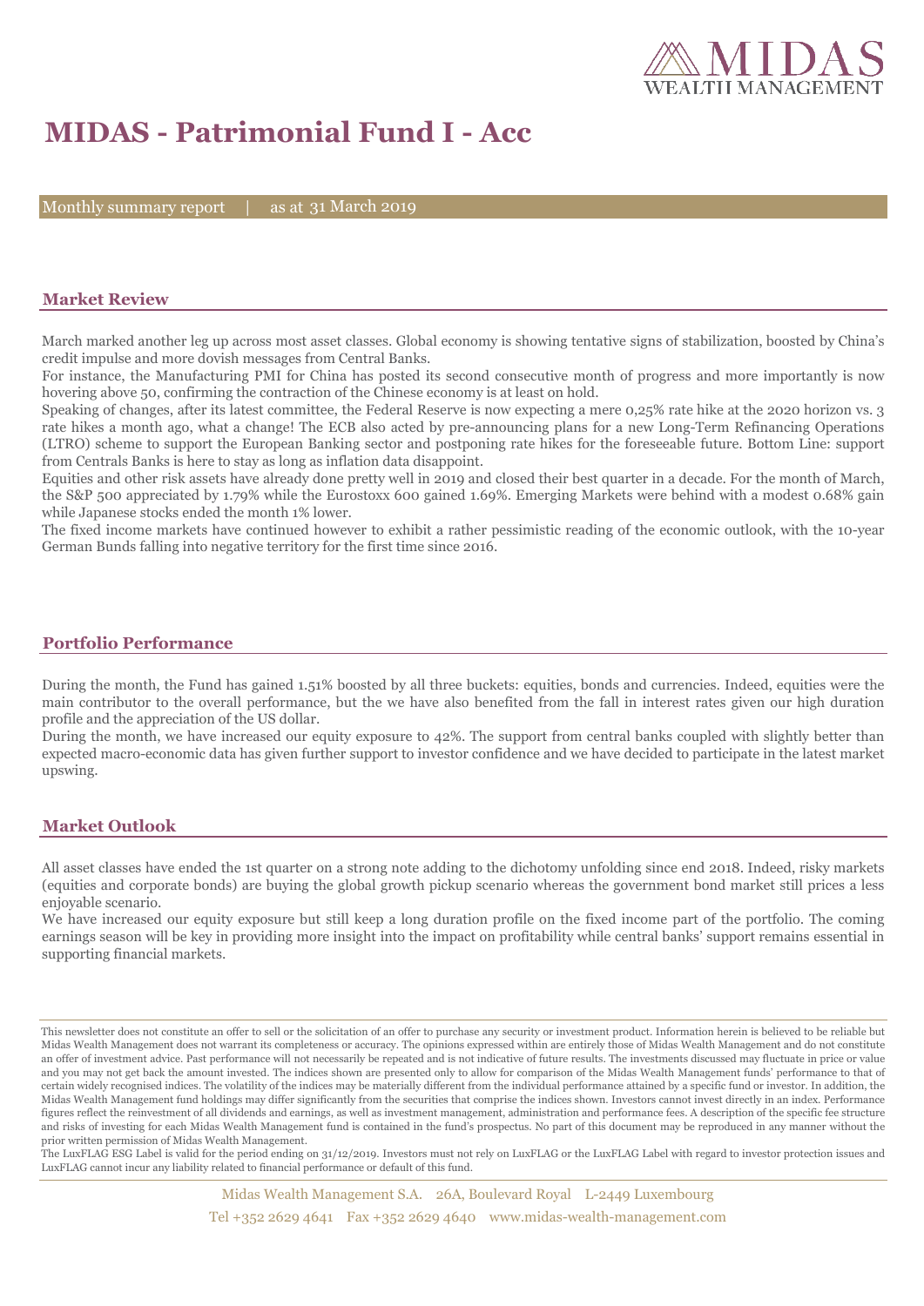# MIDAS - Patrimonial Fund I - Acc

Monthly summary report | as at 31 March 2019

## Market Review

March marked another leg up across most asset classes. Global economy is showing tentative signs of stabilization, boosted by China's credit impulse and more dovish messages from Central Banks.

For instance, the Manufacturing PMI for China has posted its second consecutive month of progress and more importantly is now hovering above 50, confirming the contraction of the Chinese economy is at least on hold.

Speaking of changes, after its latest committee, the Federal Reserve is now expecting a mere 0,25% rate hike at the 2020 horizon vs. 3 rate hikes a month ago, what a change! The ECB also acted by pre-announcing plans for a new Long-Term Refinancing Operations (LTRO) scheme to support the European Banking sector and postponing rate hikes for the foreseeable future. Bottom Line: support from Centrals Banks is here to stay as long as inflation data disappoint.

Equities and other risk assets have already done pretty well in 2019 and closed their best quarter in a decade. For the month of March, the S&P 500 appreciated by 1.79% while the Eurostoxx 600 gained 1.69%. Emerging Markets were behind with a modest 0.68% gain while Japanese stocks ended the month 1% lower.

The fixed income markets have continued however to exhibit a rather pessimistic reading of the economic outlook, with the 10-year German Bunds falling into negative territory for the first time since 2016.

## Portfolio Performance

During the month, the Fund has gained 1.51% boosted by all three buckets: equities, bonds and currencies. Indeed, equities were the main contributor to the overall performance, but the we have also benefited from the fall in interest rates given our high duration profile and the appreciation of the US dollar.

During the month, we have increased our equity exposure to 42%. The support from central banks coupled with slightly better than expected macro-economic data has given further support to investor confidence and we have decided to participate in the latest market upswing.

## Market Outlook

All asset classes have ended the 1st quarter on a strong note adding to the dichotomy unfolding since end 2018. Indeed, risky markets (equities and corporate bonds) are buying the global growth pickup scenario whereas the government bond market still prices a less enjoyable scenario.

We have increased our equity exposure but still keep a long duration profile on the fixed income part of the portfolio. The coming earnings season will be key in providing more insight into the impact on profitability while central banks' support remains essential in supporting financial markets.

This newsletter does not constitute an offer to sell or the solicitation of an offer to purchase any security or investment product. Information herein is believed to be reliable but Midas Wealth Management does not warrant its completeness or accuracy. The opinions expressed within are entirely those of Midas Wealth Management and do not constitute an offer of investment advice. Past performance will not necessarily be repeated and is not indicative of future results. The investments discussed may fluctuate in price or value and you may not get back the amount invested. The indices shown are presented only to allow for comparison of the Midas Wealth Management funds' performance to that of certain widely recognised indices. The volatility of the indices may be materially different from the individual performance attained by a specific fund or investor. In addition, the Midas Wealth Management fund holdings may differ significantly from the securities that comprise the indices shown. Investors cannot invest directly in an index. Performance figures reflect the reinvestment of all dividends and earnings, as well as investment management, administration and performance fees. A description of the specific fee structure and risks of investing for each Midas Wealth Management fund is contained in the fund's prospectus. No part of this document may be reproduced in any manner without the prior written permission of Midas Wealth Management.

The LuxFLAG ESG Label is valid for the period ending on 31/12/2019. Investors must not rely on LuxFLAG or the LuxFLAG Label with regard to investor protection issues and LuxFLAG cannot incur any liability related to financial performance or default of this fund.

Midas Wealth Management S.A. 26A, Boulevard Royal L-2449 Luxembourg
Tel +352 2629 4641 Fax +352 2629 4640 www.midas-wealth-management.com